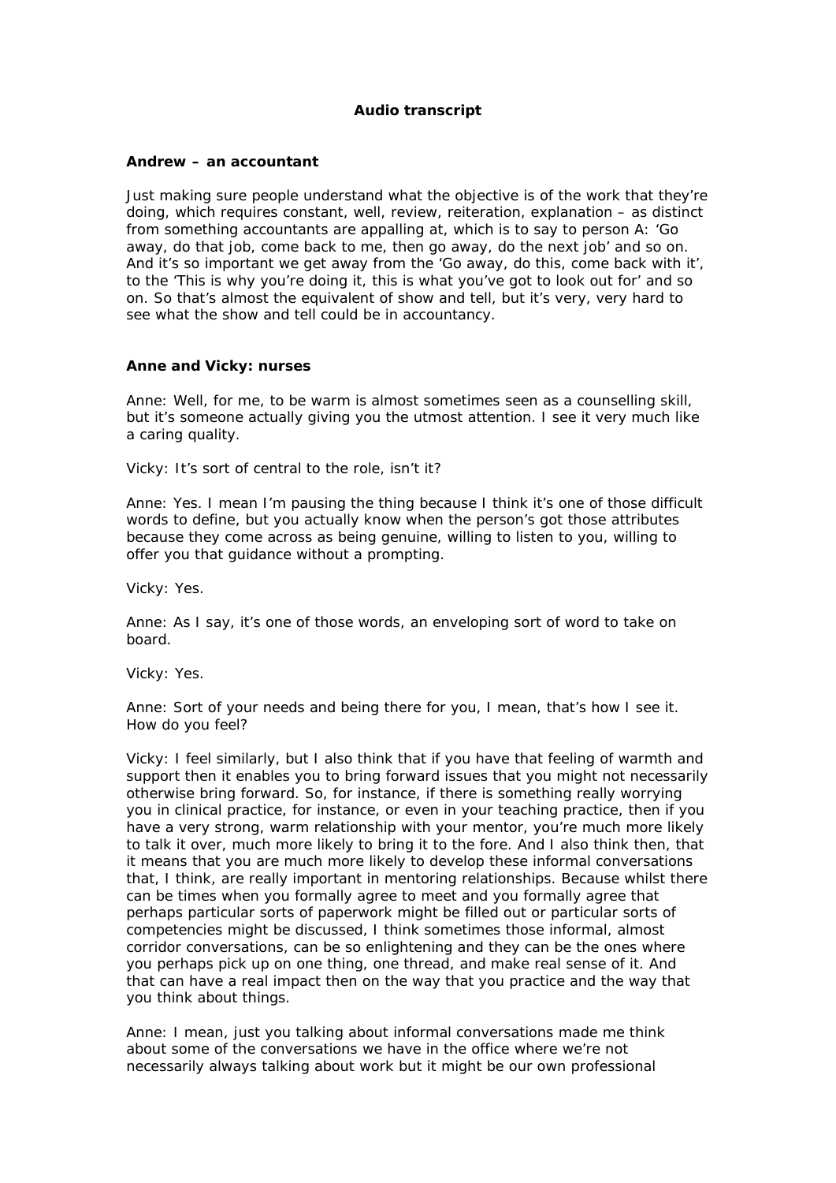# Audio transcript

### Andrew – an accountant

Just making sure people understand what the objective is of the work that they're doing, which requires constant, well, review, reiteration, explanation – as distinct from something accountants are appalling at, which is to say to person A: 'Go away, do that job, come back to me, then go away, do the next job' and so on. And it's so important we get away from the 'Go away, do this, come back with it', to the 'This is why you're doing it, this is what you've got to look out for' and so on. So that's almost the equivalent of show and tell, but it's very, very hard to see what the show and tell could be in accountancy.

### Anne and Vicky: nurses

Anne: Well, for me, to be warm is almost sometimes seen as a counselling skill, but it's someone actually giving you the utmost attention. I see it very much like a caring quality.

Vicky: It's sort of central to the role, isn't it?

Anne: Yes. I mean I'm pausing the thing because I think it's one of those difficult words to define, but you actually know when the person's got those attributes because they come across as being genuine, willing to listen to you, willing to offer you that guidance without a prompting.

Vicky: Yes.

Anne: As I say, it's one of those words, an enveloping sort of word to take on board.

Vicky: Yes.

Anne: Sort of your needs and being there for you, I mean, that's how I see it. How do you feel?

Vicky: I feel similarly, but I also think that if you have that feeling of warmth and support then it enables you to bring forward issues that you might not necessarily otherwise bring forward. So, for instance, if there is something really worrying you in clinical practice, for instance, or even in your teaching practice, then if you have a very strong, warm relationship with your mentor, you're much more likely to talk it over, much more likely to bring it to the fore. And I also think then, that it means that you are much more likely to develop these informal conversations that, I think, are really important in mentoring relationships. Because whilst there can be times when you formally agree to meet and you formally agree that perhaps particular sorts of paperwork might be filled out or particular sorts of competencies might be discussed, I think sometimes those informal, almost corridor conversations, can be so enlightening and they can be the ones where you perhaps pick up on one thing, one thread, and make real sense of it. And that can have a real impact then on the way that you practice and the way that you think about things.

Anne: I mean, just you talking about informal conversations made me think about some of the conversations we have in the office where we're not necessarily always talking about work but it might be our own professional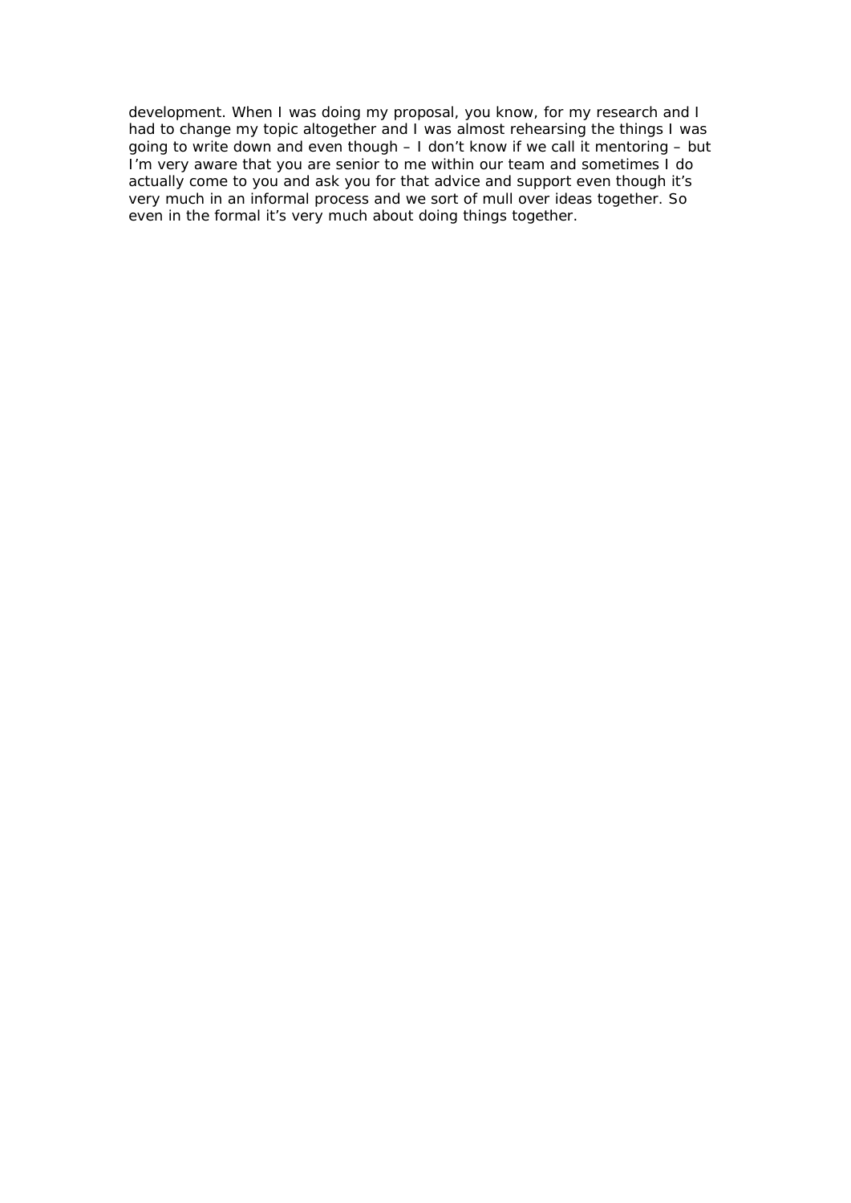development. When I was doing my proposal, you know, for my research and I had to change my topic altogether and I was almost rehearsing the things I was going to write down and even though – I don't know if we call it mentoring – but I'm very aware that you are senior to me within our team and sometimes I do actually come to you and ask you for that advice and support even though it's very much in an informal process and we sort of mull over ideas together. So even in the formal it's very much about doing things together.